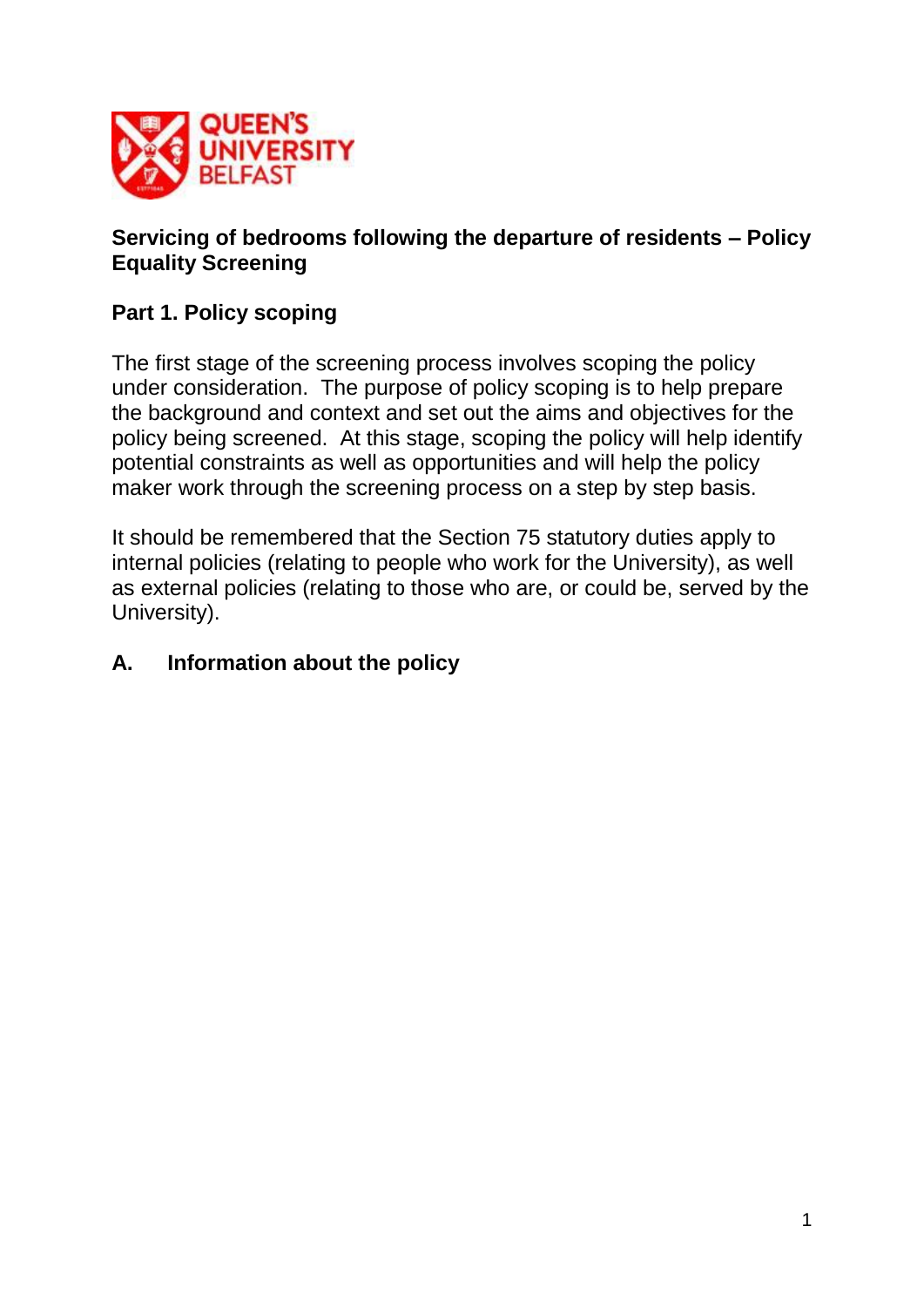QUEEN'S UNIVERSITY BELFAST

# Servicing of bedrooms following the departure of residents – Policy Equality Screening

## Part 1. Policy scoping

The first stage of the screening process involves scoping the policy under consideration. The purpose of policy scoping is to help prepare the background and context and set out the aims and objectives for the policy being screened. At this stage, scoping the policy will help identify potential constraints as well as opportunities and will help the policy maker work through the screening process on a step by step basis.

It should be remembered that the Section 75 statutory duties apply to internal policies (relating to people who work for the University), as well as external policies (relating to those who are, or could be, served by the University).

### A. Information about the policy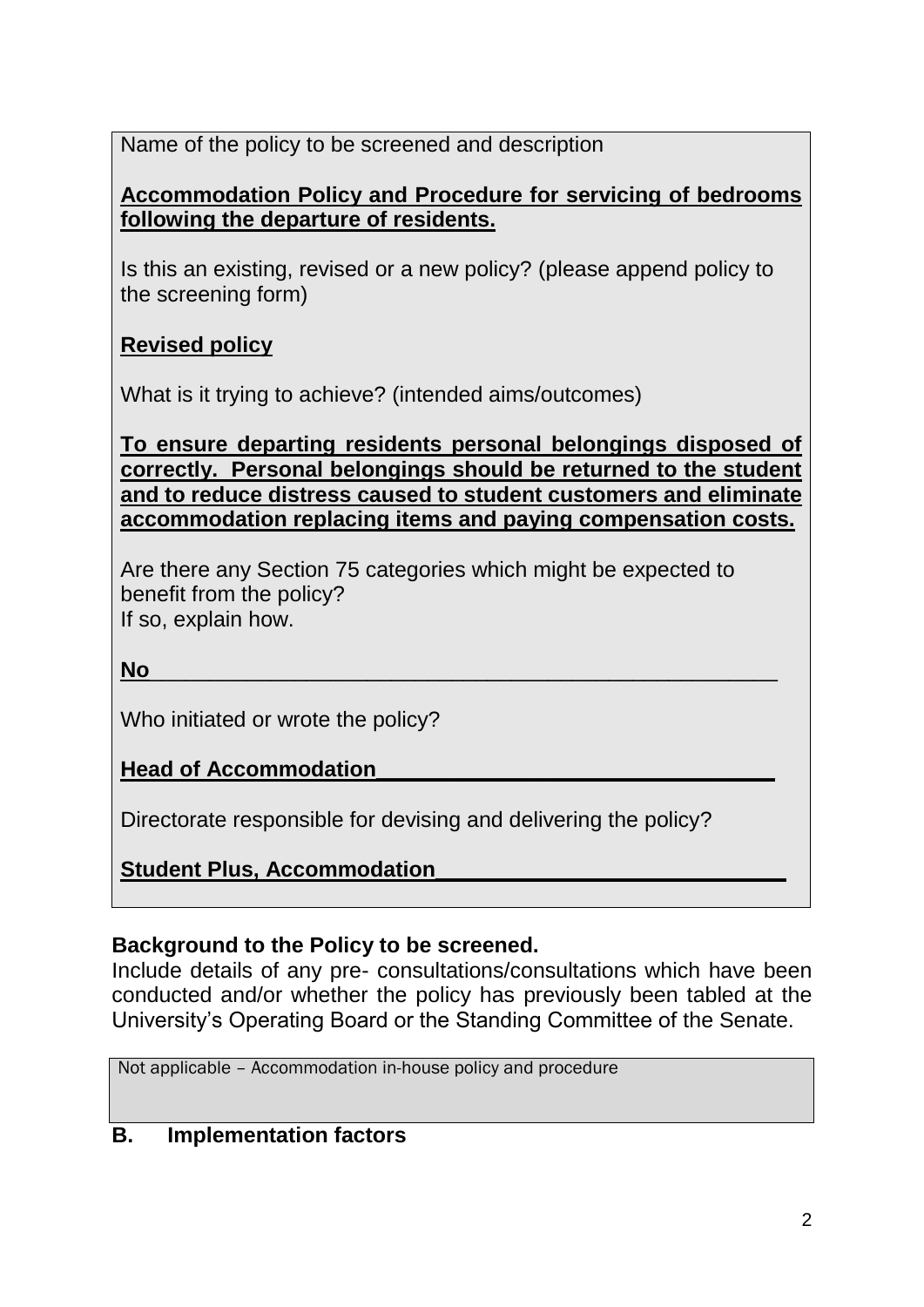Name of the policy to be screened and description

**Accommodation Policy and Procedure for servicing of bedrooms following the departure of residents.**

Is this an existing, revised or a new policy? (please append policy to the screening form)

**Revised policy**

What is it trying to achieve? (intended aims/outcomes)

**To ensure departing residents personal belongings disposed of correctly. Personal belongings should be returned to the student and to reduce distress caused to student customers and eliminate accommodation replacing items and paying compensation costs.**

Are there any Section 75 categories which might be expected to benefit from the policy?
If so, explain how.

**No**

Who initiated or wrote the policy?

**Head of Accommodation**

Directorate responsible for devising and delivering the policy?

**Student Plus, Accommodation**

**Background to the Policy to be screened.**
Include details of any pre- consultations/consultations which have been conducted and/or whether the policy has previously been tabled at the University's Operating Board or the Standing Committee of the Senate.

Not applicable – Accommodation in-house policy and procedure

## B. Implementation factors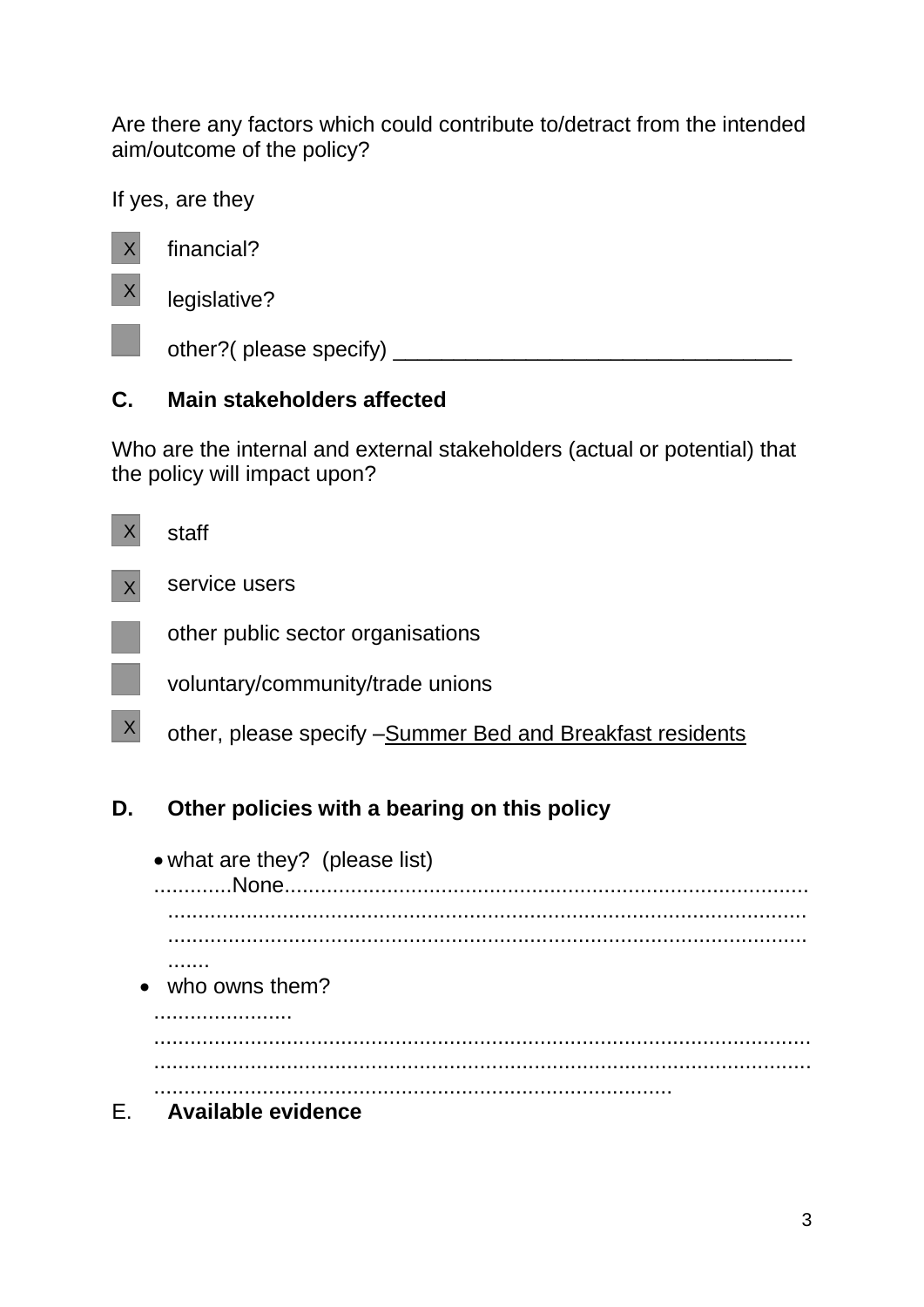Are there any factors which could contribute to/detract from the intended aim/outcome of the policy?

If yes, are they

- [x] financial?
- [x] legislative?
- [ ] other?( please specify) ___________________________________

## C. Main stakeholders affected

Who are the internal and external stakeholders (actual or potential) that the policy will impact upon?

- [x] staff
- [x] service users
- [ ] other public sector organisations
- [ ] voluntary/community/trade unions
- [x] other, please specify –Summer Bed and Breakfast residents

## D. Other policies with a bearing on this policy

- what are they? (please list)
  ............None.......................................................................................................................................................................................................................................................................................................
- who owns them?
  ............................................................................................................................................................................................................................................................................................................................

## E. Available evidence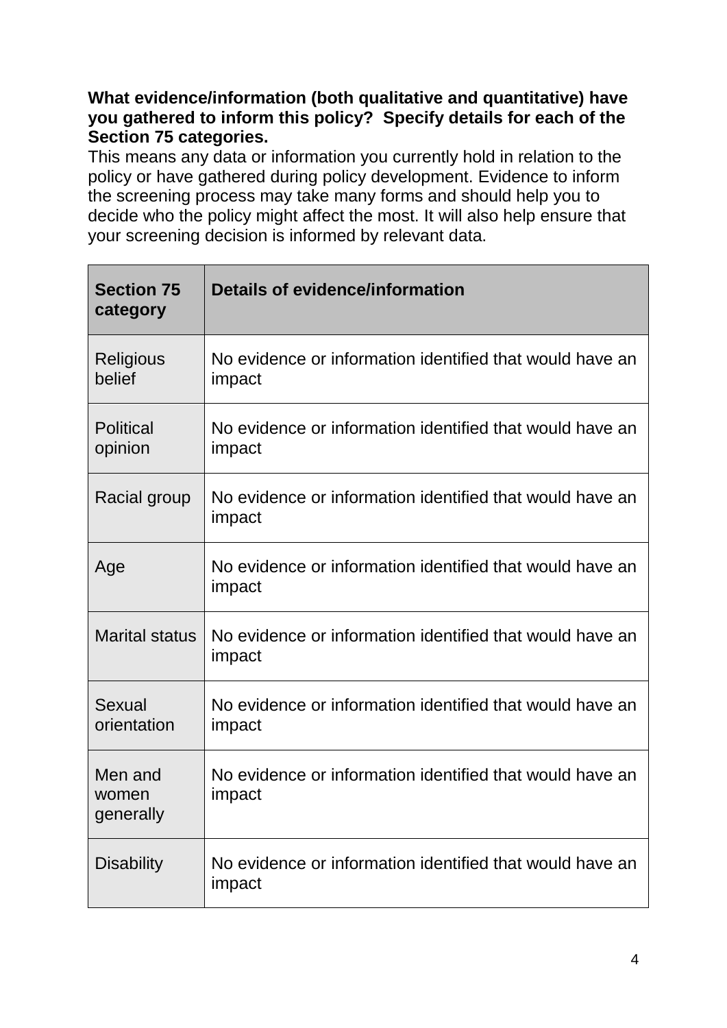**What evidence/information (both qualitative and quantitative) have you gathered to inform this policy? Specify details for each of the Section 75 categories.**

This means any data or information you currently hold in relation to the policy or have gathered during policy development. Evidence to inform the screening process may take many forms and should help you to decide who the policy might affect the most. It will also help ensure that your screening decision is informed by relevant data.

| Section 75 category | Details of evidence/information |
|---|---|
| Religious belief | No evidence or information identified that would have an impact |
| Political opinion | No evidence or information identified that would have an impact |
| Racial group | No evidence or information identified that would have an impact |
| Age | No evidence or information identified that would have an impact |
| Marital status | No evidence or information identified that would have an impact |
| Sexual orientation | No evidence or information identified that would have an impact |
| Men and women generally | No evidence or information identified that would have an impact |
| Disability | No evidence or information identified that would have an impact |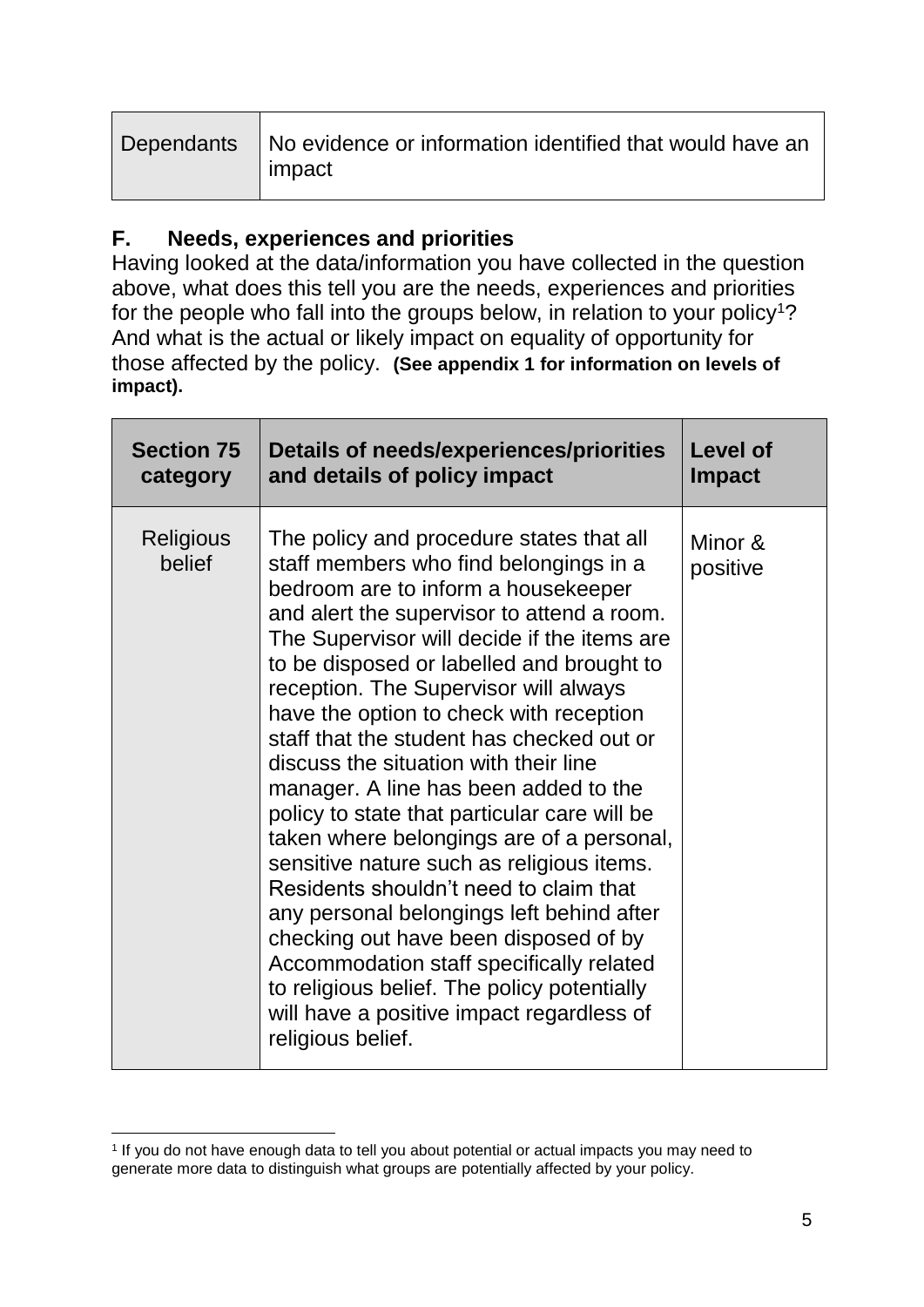| Dependants | No evidence or information identified that would have an impact |
|---|---|

## F. Needs, experiences and priorities

Having looked at the data/information you have collected in the question above, what does this tell you are the needs, experiences and priorities for the people who fall into the groups below, in relation to your policy[1]? And what is the actual or likely impact on equality of opportunity for those affected by the policy. **(See appendix 1 for information on levels of impact).**

| Section 75 category | Details of needs/experiences/priorities and details of policy impact | Level of Impact |
|---|---|---|
| Religious belief | The policy and procedure states that all staff members who find belongings in a bedroom are to inform a housekeeper and alert the supervisor to attend a room. The Supervisor will decide if the items are to be disposed or labelled and brought to reception. The Supervisor will always have the option to check with reception staff that the student has checked out or discuss the situation with their line manager. A line has been added to the policy to state that particular care will be taken where belongings are of a personal, sensitive nature such as religious items. Residents shouldn't need to claim that any personal belongings left behind after checking out have been disposed of by Accommodation staff specifically related to religious belief. The policy potentially will have a positive impact regardless of religious belief. | Minor & positive |

[1] If you do not have enough data to tell you about potential or actual impacts you may need to generate more data to distinguish what groups are potentially affected by your policy.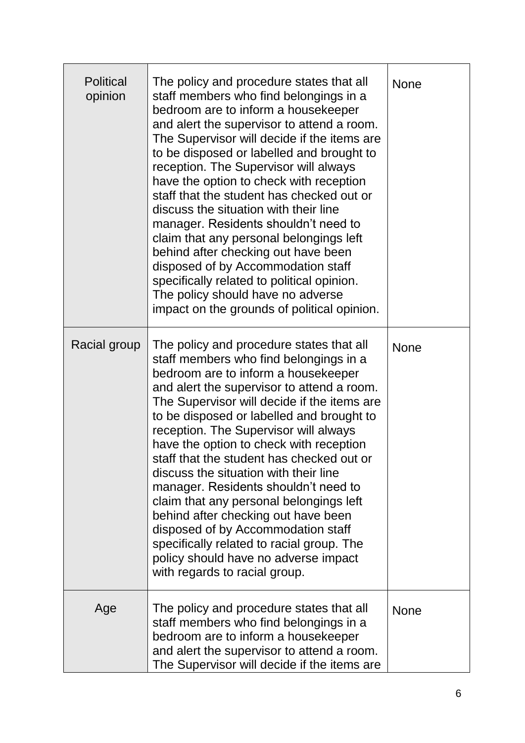| | | |
|---|---|---|
| Political opinion | The policy and procedure states that all staff members who find belongings in a bedroom are to inform a housekeeper and alert the supervisor to attend a room. The Supervisor will decide if the items are to be disposed or labelled and brought to reception. The Supervisor will always have the option to check with reception staff that the student has checked out or discuss the situation with their line manager. Residents shouldn't need to claim that any personal belongings left behind after checking out have been disposed of by Accommodation staff specifically related to political opinion. The policy should have no adverse impact on the grounds of political opinion. | None |
| Racial group | The policy and procedure states that all staff members who find belongings in a bedroom are to inform a housekeeper and alert the supervisor to attend a room. The Supervisor will decide if the items are to be disposed or labelled and brought to reception. The Supervisor will always have the option to check with reception staff that the student has checked out or discuss the situation with their line manager. Residents shouldn't need to claim that any personal belongings left behind after checking out have been disposed of by Accommodation staff specifically related to racial group. The policy should have no adverse impact with regards to racial group. | None |
| Age | The policy and procedure states that all staff members who find belongings in a bedroom are to inform a housekeeper and alert the supervisor to attend a room. The Supervisor will decide if the items are | None |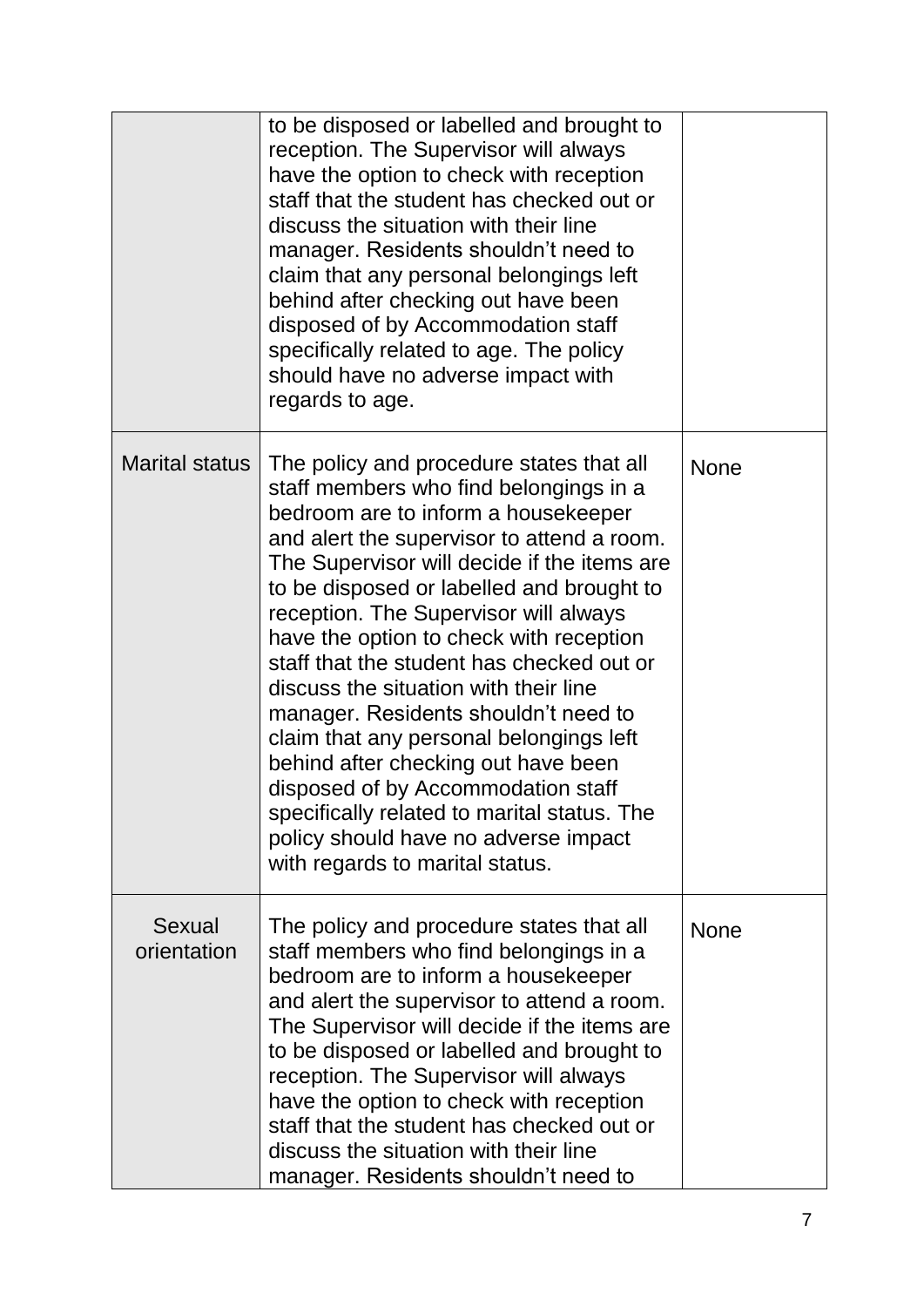| | | |
|---|---|---|
| | to be disposed or labelled and brought to reception. The Supervisor will always have the option to check with reception staff that the student has checked out or discuss the situation with their line manager. Residents shouldn't need to claim that any personal belongings left behind after checking out have been disposed of by Accommodation staff specifically related to age. The policy should have no adverse impact with regards to age. | |
| Marital status | The policy and procedure states that all staff members who find belongings in a bedroom are to inform a housekeeper and alert the supervisor to attend a room. The Supervisor will decide if the items are to be disposed or labelled and brought to reception. The Supervisor will always have the option to check with reception staff that the student has checked out or discuss the situation with their line manager. Residents shouldn't need to claim that any personal belongings left behind after checking out have been disposed of by Accommodation staff specifically related to marital status. The policy should have no adverse impact with regards to marital status. | None |
| Sexual orientation | The policy and procedure states that all staff members who find belongings in a bedroom are to inform a housekeeper and alert the supervisor to attend a room. The Supervisor will decide if the items are to be disposed or labelled and brought to reception. The Supervisor will always have the option to check with reception staff that the student has checked out or discuss the situation with their line manager. Residents shouldn't need to | None |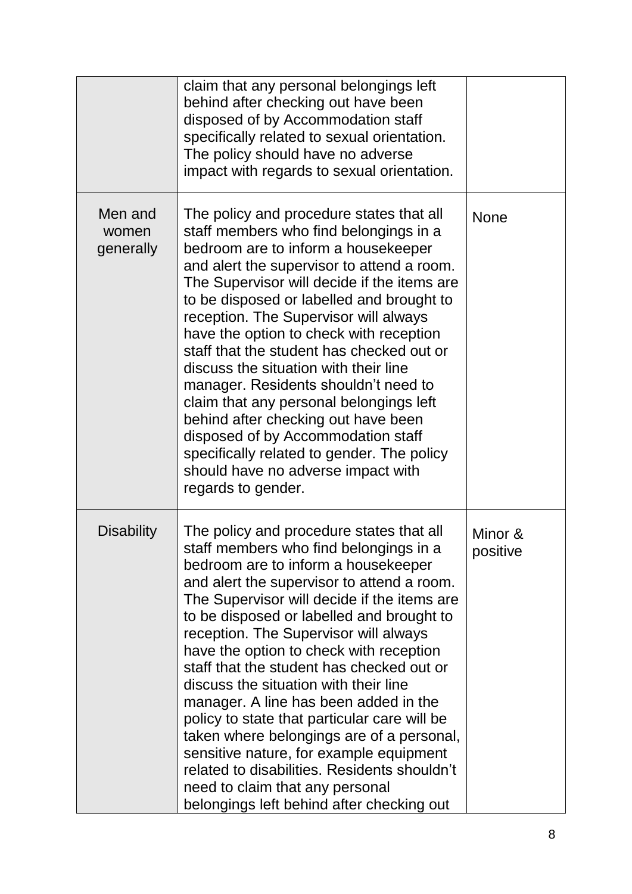| | | |
|---|---|---|
| | claim that any personal belongings left behind after checking out have been disposed of by Accommodation staff specifically related to sexual orientation. The policy should have no adverse impact with regards to sexual orientation. | |
| Men and women generally | The policy and procedure states that all staff members who find belongings in a bedroom are to inform a housekeeper and alert the supervisor to attend a room. The Supervisor will decide if the items are to be disposed or labelled and brought to reception. The Supervisor will always have the option to check with reception staff that the student has checked out or discuss the situation with their line manager. Residents shouldn't need to claim that any personal belongings left behind after checking out have been disposed of by Accommodation staff specifically related to gender. The policy should have no adverse impact with regards to gender. | None |
| Disability | The policy and procedure states that all staff members who find belongings in a bedroom are to inform a housekeeper and alert the supervisor to attend a room. The Supervisor will decide if the items are to be disposed or labelled and brought to reception. The Supervisor will always have the option to check with reception staff that the student has checked out or discuss the situation with their line manager. A line has been added in the policy to state that particular care will be taken where belongings are of a personal, sensitive nature, for example equipment related to disabilities. Residents shouldn't need to claim that any personal belongings left behind after checking out | Minor & positive |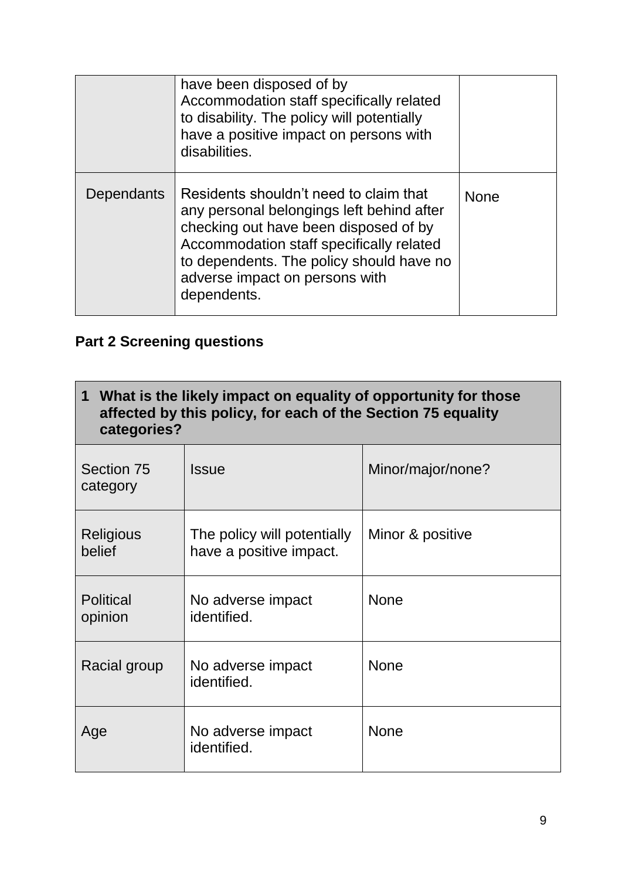| | have been disposed of by Accommodation staff specifically related to disability. The policy will potentially have a positive impact on persons with disabilities. | |
|---|---|---|
| Dependants | Residents shouldn't need to claim that any personal belongings left behind after checking out have been disposed of by Accommodation staff specifically related to dependents. The policy should have no adverse impact on persons with dependents. | None |

**Part 2 Screening questions**

| **1 What is the likely impact on equality of opportunity for those affected by this policy, for each of the Section 75 equality categories?** | | |
|---|---|---|
| Section 75 category | Issue | Minor/major/none? |
| Religious belief | The policy will potentially have a positive impact. | Minor & positive |
| Political opinion | No adverse impact identified. | None |
| Racial group | No adverse impact identified. | None |
| Age | No adverse impact identified. | None |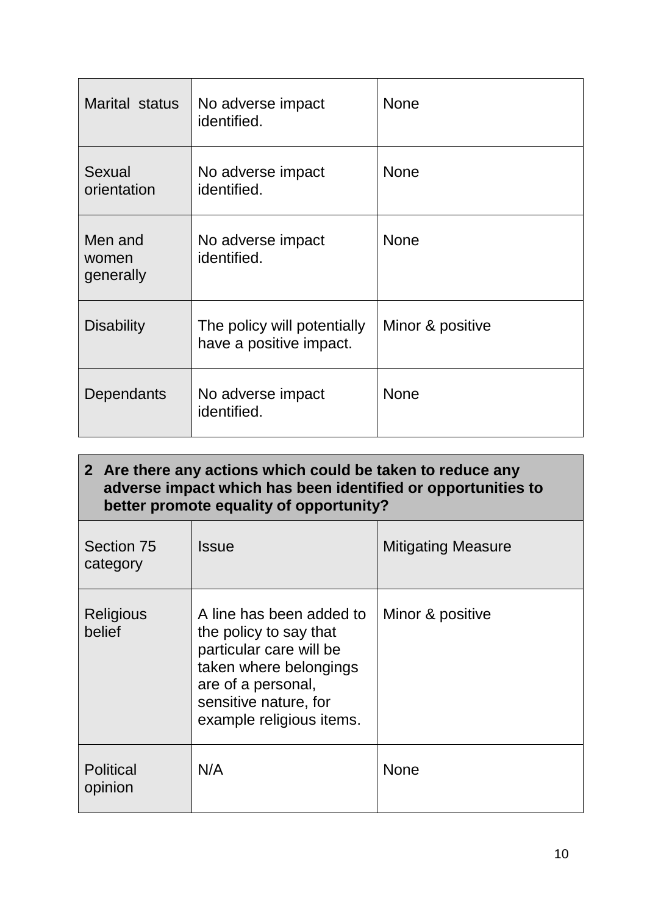| | | |
|---|---|---|
| Marital status | No adverse impact identified. | None |
| Sexual orientation | No adverse impact identified. | None |
| Men and women generally | No adverse impact identified. | None |
| Disability | The policy will potentially have a positive impact. | Minor & positive |
| Dependants | No adverse impact identified. | None |

| **2 Are there any actions which could be taken to reduce any adverse impact which has been identified or opportunities to better promote equality of opportunity?** | | |
|---|---|---|
| Section 75 category | Issue | Mitigating Measure |
| Religious belief | A line has been added to the policy to say that particular care will be taken where belongings are of a personal, sensitive nature, for example religious items. | Minor & positive |
| Political opinion | N/A | None |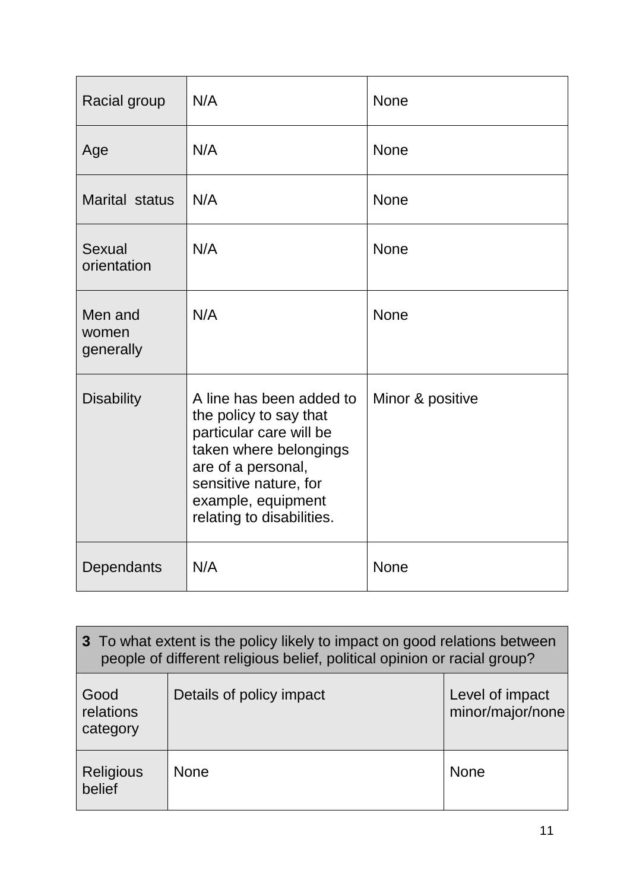| | | |
|---|---|---|
| Racial group | N/A | None |
| Age | N/A | None |
| Marital status | N/A | None |
| Sexual orientation | N/A | None |
| Men and women generally | N/A | None |
| Disability | A line has been added to the policy to say that particular care will be taken where belongings are of a personal, sensitive nature, for example, equipment relating to disabilities. | Minor & positive |
| Dependants | N/A | None |

| **3** To what extent is the policy likely to impact on good relations between people of different religious belief, political opinion or racial group? | | |
|---|---|---|
| Good relations category | Details of policy impact | Level of impact minor/major/none |
| Religious belief | None | None |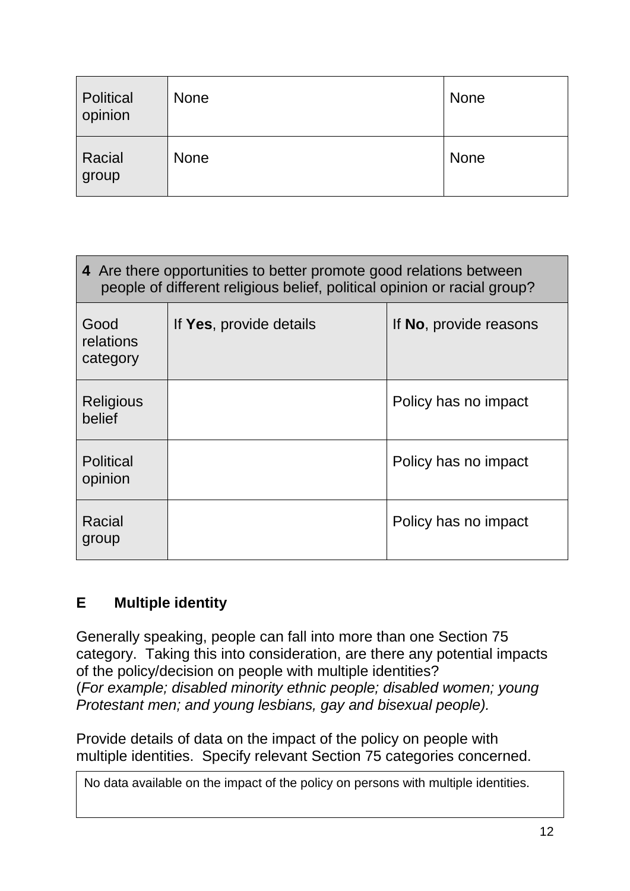| | | |
|---|---|---|
| Political opinion | None | None |
| Racial group | None | None |

| **4** Are there opportunities to better promote good relations between people of different religious belief, political opinion or racial group? | | |
|---|---|---|
| Good relations category | If **Yes**, provide details | If **No**, provide reasons |
| Religious belief | | Policy has no impact |
| Political opinion | | Policy has no impact |
| Racial group | | Policy has no impact |

## E Multiple identity

Generally speaking, people can fall into more than one Section 75 category. Taking this into consideration, are there any potential impacts of the policy/decision on people with multiple identities?
(*For example; disabled minority ethnic people; disabled women; young Protestant men; and young lesbians, gay and bisexual people).*

Provide details of data on the impact of the policy on people with multiple identities. Specify relevant Section 75 categories concerned.

| |
|---|
| No data available on the impact of the policy on persons with multiple identities. |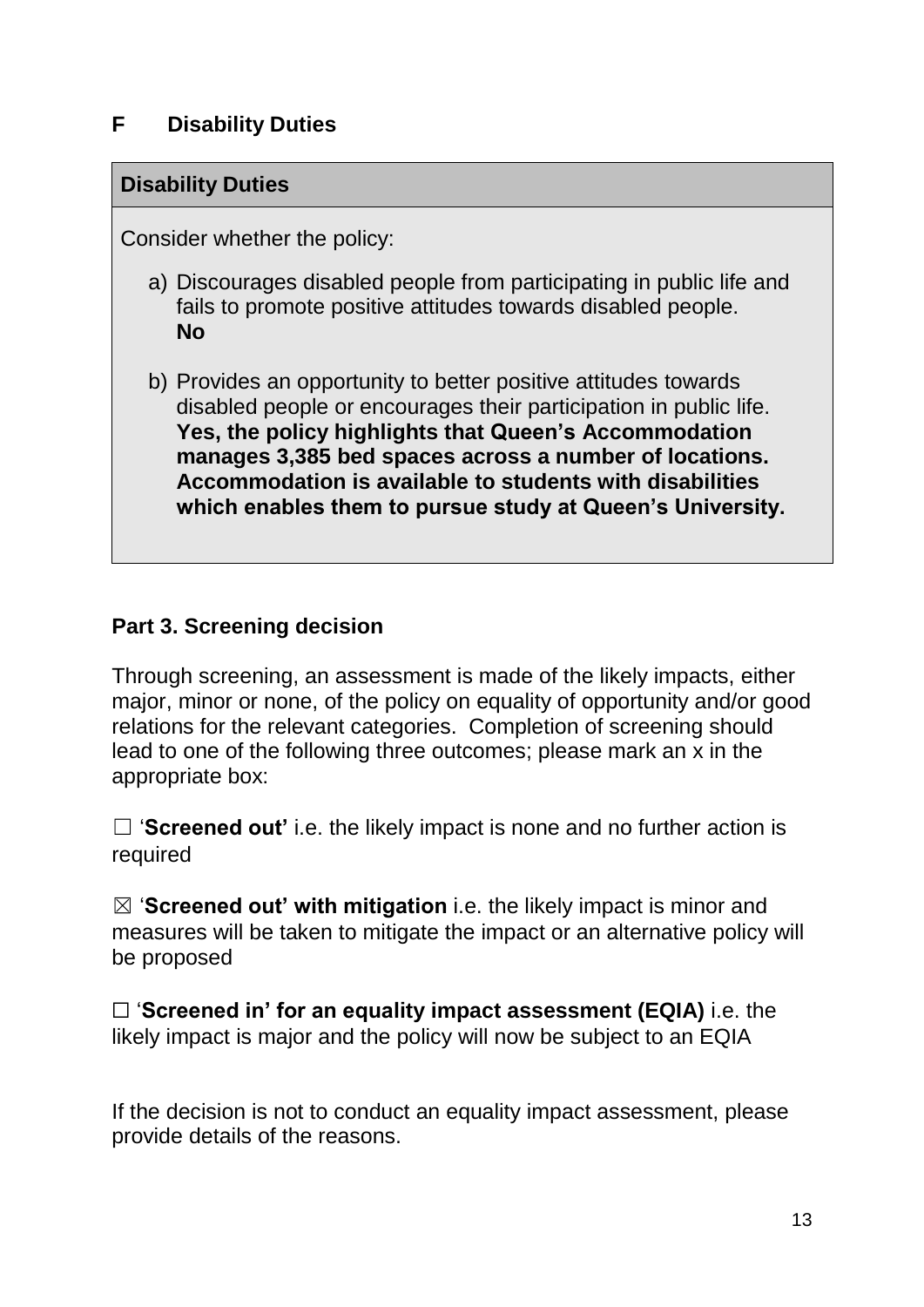## F Disability Duties

| Disability Duties |
| --- |
| Consider whether the policy:<br><br>a) Discourages disabled people from participating in public life and fails to promote positive attitudes towards disabled people.<br>**No**<br><br>b) Provides an opportunity to better positive attitudes towards disabled people or encourages their participation in public life.<br>**Yes, the policy highlights that Queen's Accommodation manages 3,385 bed spaces across a number of locations. Accommodation is available to students with disabilities which enables them to pursue study at Queen's University.** |

**Part 3. Screening decision**

Through screening, an assessment is made of the likely impacts, either major, minor or none, of the policy on equality of opportunity and/or good relations for the relevant categories. Completion of screening should lead to one of the following three outcomes; please mark an x in the appropriate box:

☐ '**Screened out'** i.e. the likely impact is none and no further action is required

☒ '**Screened out' with mitigation** i.e. the likely impact is minor and measures will be taken to mitigate the impact or an alternative policy will be proposed

☐ '**Screened in' for an equality impact assessment (EQIA)** i.e. the likely impact is major and the policy will now be subject to an EQIA

If the decision is not to conduct an equality impact assessment, please provide details of the reasons.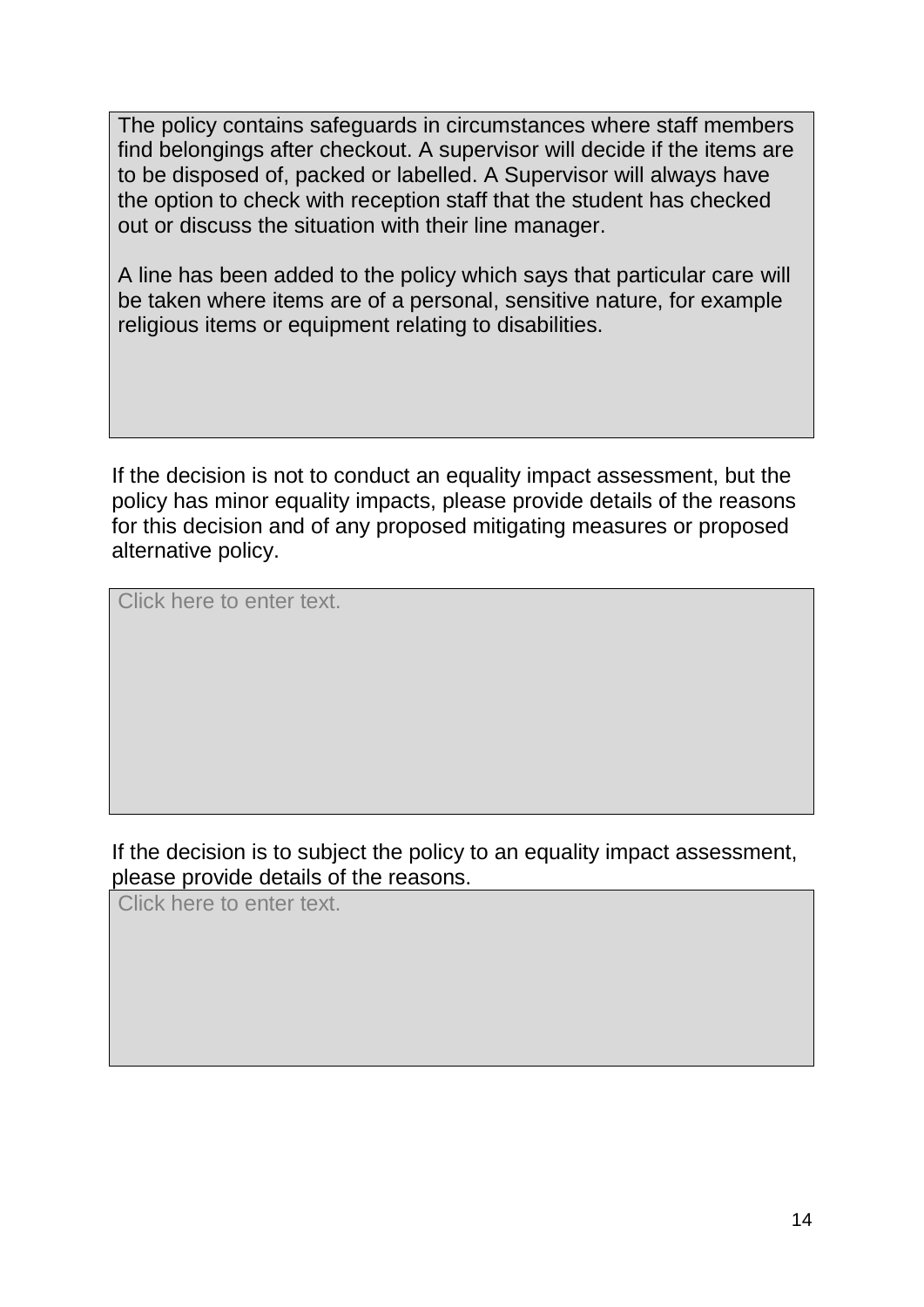The policy contains safeguards in circumstances where staff members find belongings after checkout. A supervisor will decide if the items are to be disposed of, packed or labelled. A Supervisor will always have the option to check with reception staff that the student has checked out or discuss the situation with their line manager.

A line has been added to the policy which says that particular care will be taken where items are of a personal, sensitive nature, for example religious items or equipment relating to disabilities.

If the decision is not to conduct an equality impact assessment, but the policy has minor equality impacts, please provide details of the reasons for this decision and of any proposed mitigating measures or proposed alternative policy.

Click here to enter text.

If the decision is to subject the policy to an equality impact assessment, please provide details of the reasons.

Click here to enter text.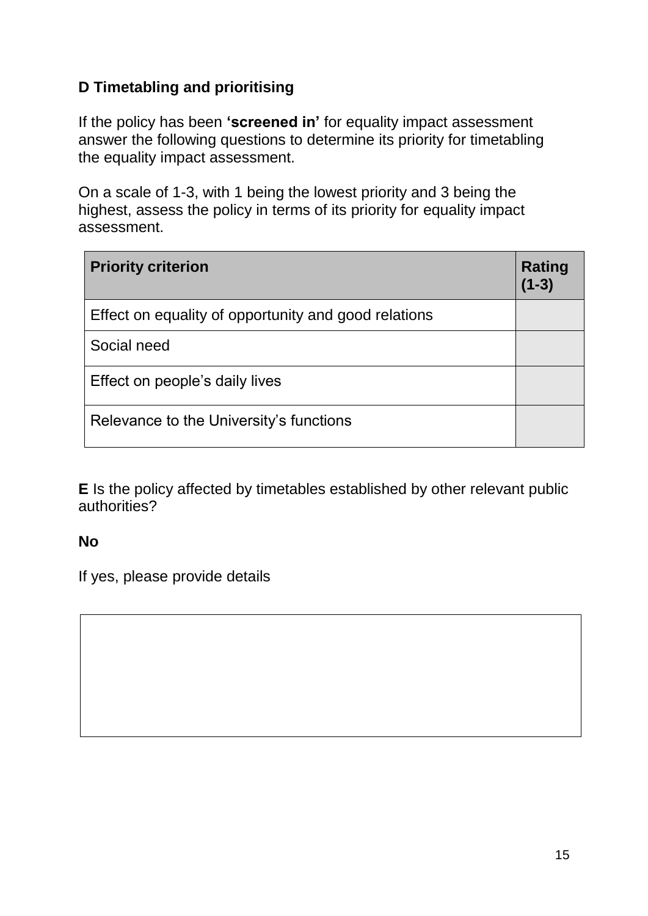**D Timetabling and prioritising**

If the policy has been **'screened in'** for equality impact assessment answer the following questions to determine its priority for timetabling the equality impact assessment.

On a scale of 1-3, with 1 being the lowest priority and 3 being the highest, assess the policy in terms of its priority for equality impact assessment.

| Priority criterion | Rating (1-3) |
|---|---|
| Effect on equality of opportunity and good relations | |
| Social need | |
| Effect on people's daily lives | |
| Relevance to the University's functions | |

**E** Is the policy affected by timetables established by other relevant public authorities?

**No**

If yes, please provide details

| |
|---|
| |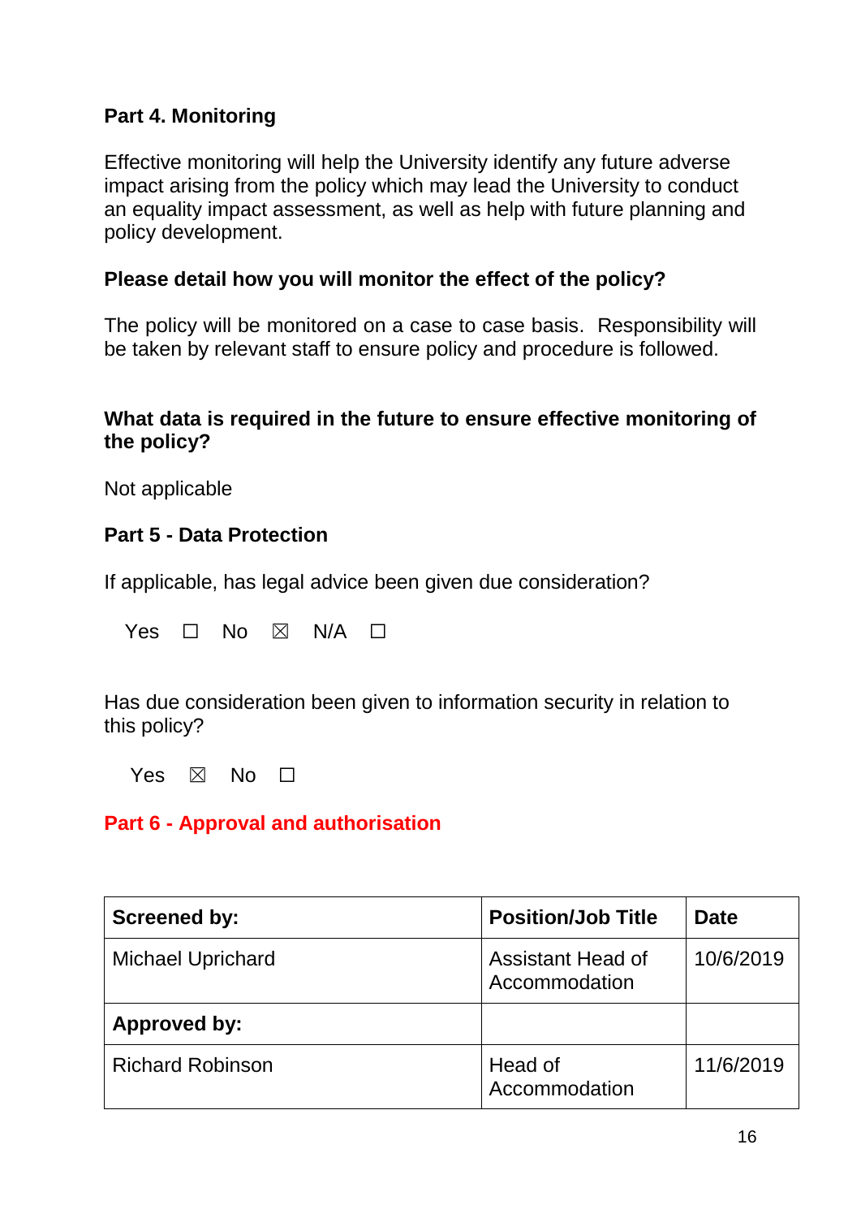## Part 4. Monitoring

Effective monitoring will help the University identify any future adverse impact arising from the policy which may lead the University to conduct an equality impact assessment, as well as help with future planning and policy development.

**Please detail how you will monitor the effect of the policy?**

The policy will be monitored on a case to case basis. Responsibility will be taken by relevant staff to ensure policy and procedure is followed.

**What data is required in the future to ensure effective monitoring of the policy?**

Not applicable

## Part 5 - Data Protection

If applicable, has legal advice been given due consideration?

Yes ☐ No ☒ N/A ☐

Has due consideration been given to information security in relation to this policy?

Yes ☒ No ☐

## Part 6 - Approval and authorisation

| **Screened by:** | **Position/Job Title** | **Date** |
|---|---|---|
| Michael Uprichard | Assistant Head of Accommodation | 10/6/2019 |
| **Approved by:** | | |
| Richard Robinson | Head of Accommodation | 11/6/2019 |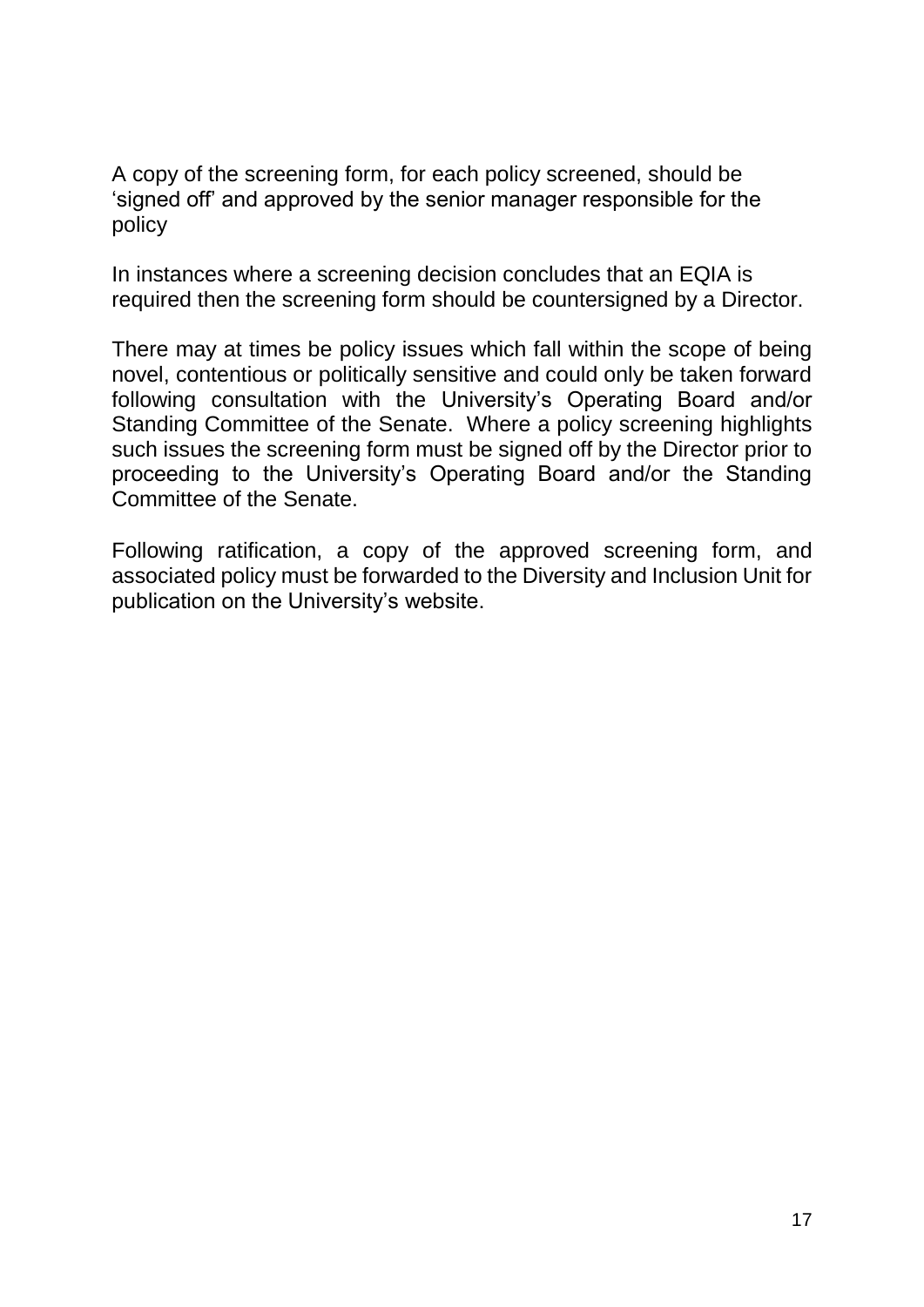A copy of the screening form, for each policy screened, should be 'signed off' and approved by the senior manager responsible for the policy

In instances where a screening decision concludes that an EQIA is required then the screening form should be countersigned by a Director.

There may at times be policy issues which fall within the scope of being novel, contentious or politically sensitive and could only be taken forward following consultation with the University's Operating Board and/or Standing Committee of the Senate. Where a policy screening highlights such issues the screening form must be signed off by the Director prior to proceeding to the University's Operating Board and/or the Standing Committee of the Senate.

Following ratification, a copy of the approved screening form, and associated policy must be forwarded to the Diversity and Inclusion Unit for publication on the University's website.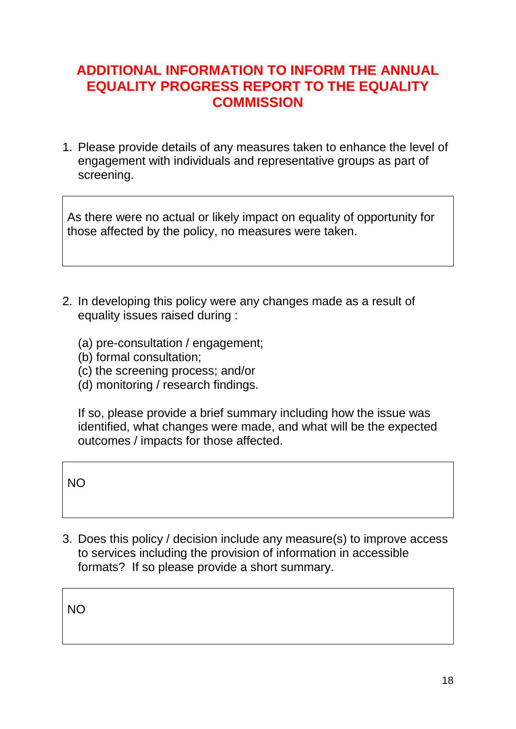# ADDITIONAL INFORMATION TO INFORM THE ANNUAL EQUALITY PROGRESS REPORT TO THE EQUALITY COMMISSION

1. Please provide details of any measures taken to enhance the level of engagement with individuals and representative groups as part of screening.

> As there were no actual or likely impact on equality of opportunity for those affected by the policy, no measures were taken.

2. In developing this policy were any changes made as a result of equality issues raised during :

   (a) pre-consultation / engagement;
   (b) formal consultation;
   (c) the screening process; and/or
   (d) monitoring / research findings.

   If so, please provide a brief summary including how the issue was identified, what changes were made, and what will be the expected outcomes / impacts for those affected.

> NO

3. Does this policy / decision include any measure(s) to improve access to services including the provision of information in accessible formats? If so please provide a short summary.

> NO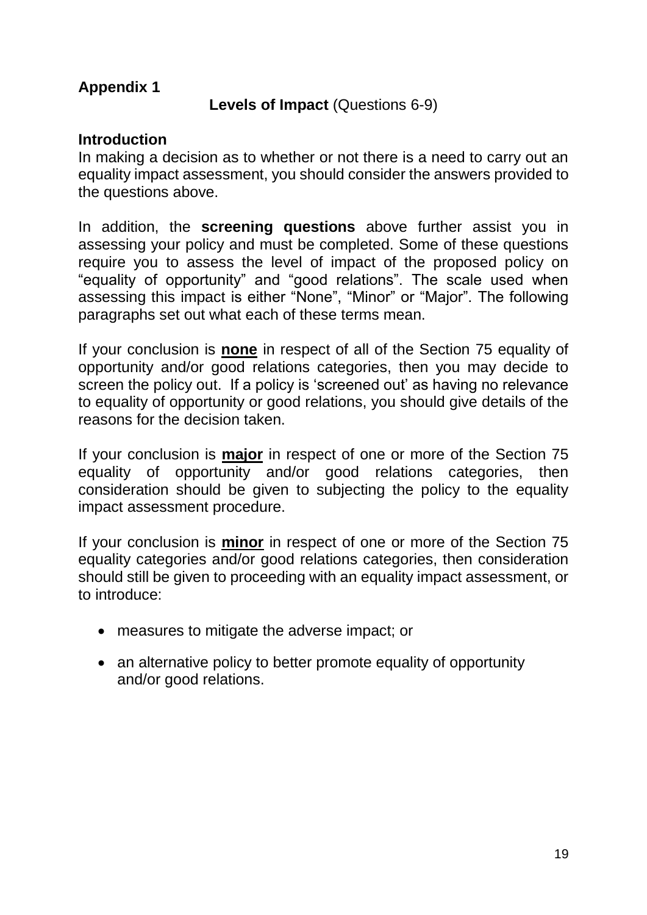**Appendix 1**

**Levels of Impact** (Questions 6-9)

**Introduction**

In making a decision as to whether or not there is a need to carry out an equality impact assessment, you should consider the answers provided to the questions above.

In addition, the **screening questions** above further assist you in assessing your policy and must be completed. Some of these questions require you to assess the level of impact of the proposed policy on "equality of opportunity" and "good relations". The scale used when assessing this impact is either "None", "Minor" or "Major". The following paragraphs set out what each of these terms mean.

If your conclusion is **none** in respect of all of the Section 75 equality of opportunity and/or good relations categories, then you may decide to screen the policy out. If a policy is 'screened out' as having no relevance to equality of opportunity or good relations, you should give details of the reasons for the decision taken.

If your conclusion is **major** in respect of one or more of the Section 75 equality of opportunity and/or good relations categories, then consideration should be given to subjecting the policy to the equality impact assessment procedure.

If your conclusion is **minor** in respect of one or more of the Section 75 equality categories and/or good relations categories, then consideration should still be given to proceeding with an equality impact assessment, or to introduce:

- measures to mitigate the adverse impact; or
- an alternative policy to better promote equality of opportunity and/or good relations.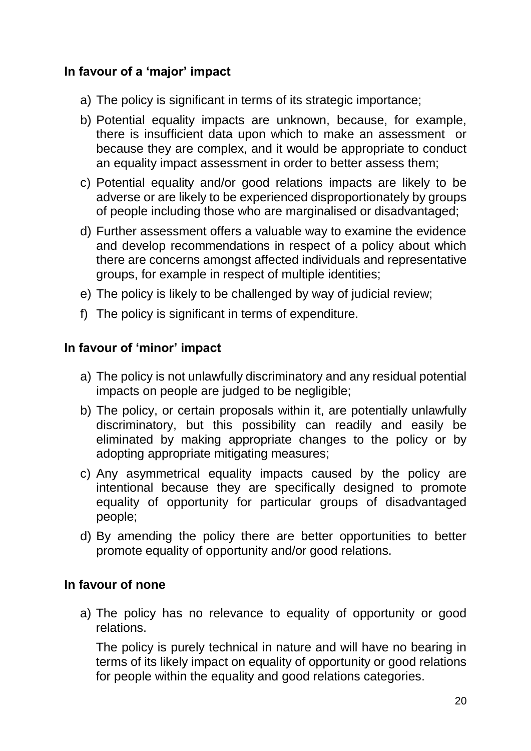**In favour of a 'major' impact**

a) The policy is significant in terms of its strategic importance;

b) Potential equality impacts are unknown, because, for example, there is insufficient data upon which to make an assessment or because they are complex, and it would be appropriate to conduct an equality impact assessment in order to better assess them;

c) Potential equality and/or good relations impacts are likely to be adverse or are likely to be experienced disproportionately by groups of people including those who are marginalised or disadvantaged;

d) Further assessment offers a valuable way to examine the evidence and develop recommendations in respect of a policy about which there are concerns amongst affected individuals and representative groups, for example in respect of multiple identities;

e) The policy is likely to be challenged by way of judicial review;

f) The policy is significant in terms of expenditure.

**In favour of 'minor' impact**

a) The policy is not unlawfully discriminatory and any residual potential impacts on people are judged to be negligible;

b) The policy, or certain proposals within it, are potentially unlawfully discriminatory, but this possibility can readily and easily be eliminated by making appropriate changes to the policy or by adopting appropriate mitigating measures;

c) Any asymmetrical equality impacts caused by the policy are intentional because they are specifically designed to promote equality of opportunity for particular groups of disadvantaged people;

d) By amending the policy there are better opportunities to better promote equality of opportunity and/or good relations.

**In favour of none**

a) The policy has no relevance to equality of opportunity or good relations.

   The policy is purely technical in nature and will have no bearing in terms of its likely impact on equality of opportunity or good relations for people within the equality and good relations categories.